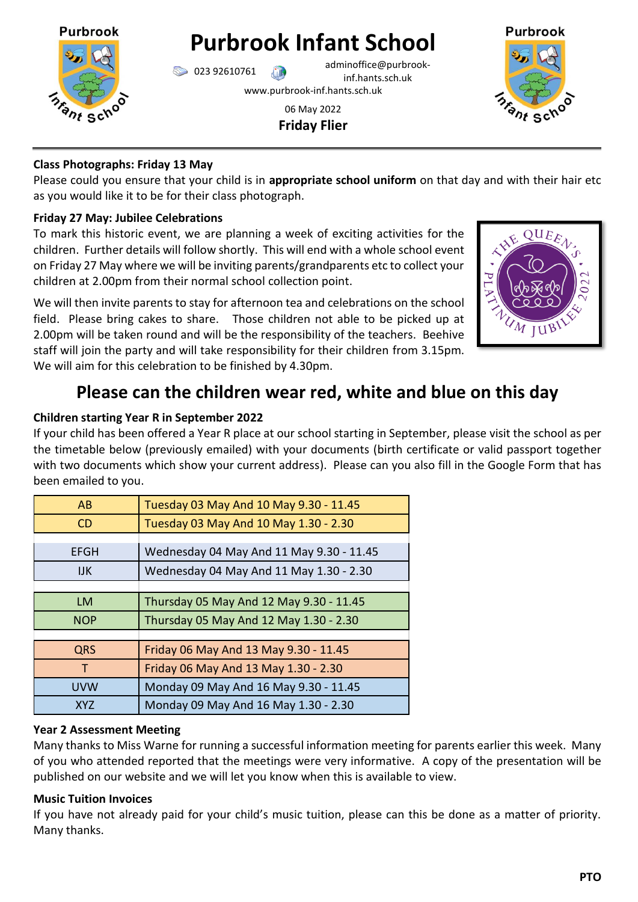# Purbrook Infant School

023 92610761 adminoffice@purbrook-inf.hants.sch.uk

www.purbrook-inf.hants.sch.uk

06 May 2022

**Friday Flier**

---

### Class Photographs: Friday 13 May

Please could you ensure that your child is in **appropriate school uniform** on that day and with their hair etc as you would like it to be for their class photograph.

### Friday 27 May: Jubilee Celebrations

To mark this historic event, we are planning a week of exciting activities for the children. Further details will follow shortly. This will end with a whole school event on Friday 27 May where we will be inviting parents/grandparents etc to collect your children at 2.00pm from their normal school collection point.

We will then invite parents to stay for afternoon tea and celebrations on the school field. Please bring cakes to share. Those children not able to be picked up at 2.00pm will be taken round and will be the responsibility of the teachers. Beehive staff will join the party and will take responsibility for their children from 3.15pm. We will aim for this celebration to be finished by 4.30pm.

## Please can the children wear red, white and blue on this day

### Children starting Year R in September 2022

If your child has been offered a Year R place at our school starting in September, please visit the school as per the timetable below (previously emailed) with your documents (birth certificate or valid passport together with two documents which show your current address). Please can you also fill in the Google Form that has been emailed to you.

| | |
|---|---|
| AB | Tuesday 03 May And 10 May 9.30 - 11.45 |
| CD | Tuesday 03 May And 10 May 1.30 - 2.30 |
| | |
| EFGH | Wednesday 04 May And 11 May 9.30 - 11.45 |
| IJK | Wednesday 04 May And 11 May 1.30 - 2.30 |
| | |
| LM | Thursday 05 May And 12 May 9.30 - 11.45 |
| NOP | Thursday 05 May And 12 May 1.30 - 2.30 |
| | |
| QRS | Friday 06 May And 13 May 9.30 - 11.45 |
| T | Friday 06 May And 13 May 1.30 - 2.30 |
| UVW | Monday 09 May And 16 May 9.30 - 11.45 |
| XYZ | Monday 09 May And 16 May 1.30 - 2.30 |

### Year 2 Assessment Meeting

Many thanks to Miss Warne for running a successful information meeting for parents earlier this week. Many of you who attended reported that the meetings were very informative. A copy of the presentation will be published on our website and we will let you know when this is available to view.

### Music Tuition Invoices

If you have not already paid for your child's music tuition, please can this be done as a matter of priority. Many thanks.

**PTO**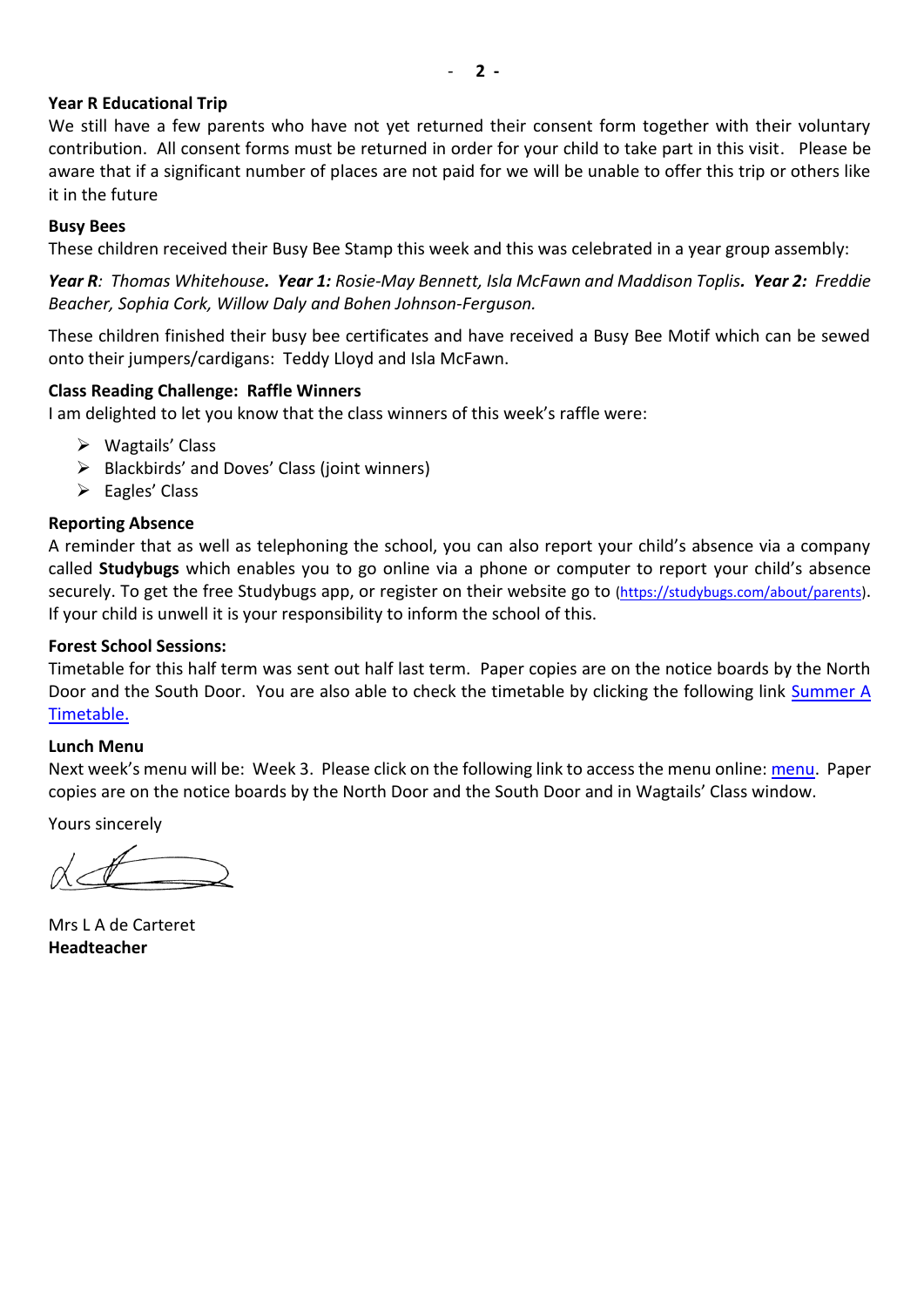**Year R Educational Trip**

We still have a few parents who have not yet returned their consent form together with their voluntary contribution. All consent forms must be returned in order for your child to take part in this visit. Please be aware that if a significant number of places are not paid for we will be unable to offer this trip or others like it in the future

**Busy Bees**

These children received their Busy Bee Stamp this week and this was celebrated in a year group assembly:

***Year R**: Thomas Whitehouse. **Year 1:** Rosie-May Bennett, Isla McFawn and Maddison Toplis. **Year 2:** Freddie Beacher, Sophia Cork, Willow Daly and Bohen Johnson-Ferguson.*

These children finished their busy bee certificates and have received a Busy Bee Motif which can be sewed onto their jumpers/cardigans: Teddy Lloyd and Isla McFawn.

**Class Reading Challenge: Raffle Winners**

I am delighted to let you know that the class winners of this week's raffle were:

- Wagtails' Class
- Blackbirds' and Doves' Class (joint winners)
- Eagles' Class

**Reporting Absence**

A reminder that as well as telephoning the school, you can also report your child's absence via a company called **Studybugs** which enables you to go online via a phone or computer to report your child's absence securely. To get the free Studybugs app, or register on their website go to (https://studybugs.com/about/parents). If your child is unwell it is your responsibility to inform the school of this.

**Forest School Sessions:**

Timetable for this half term was sent out half last term. Paper copies are on the notice boards by the North Door and the South Door. You are also able to check the timetable by clicking the following link Summer A Timetable.

**Lunch Menu**

Next week's menu will be: Week 3. Please click on the following link to access the menu online: menu. Paper copies are on the notice boards by the North Door and the South Door and in Wagtails' Class window.

Yours sincerely

Mrs L A de Carteret
**Headteacher**